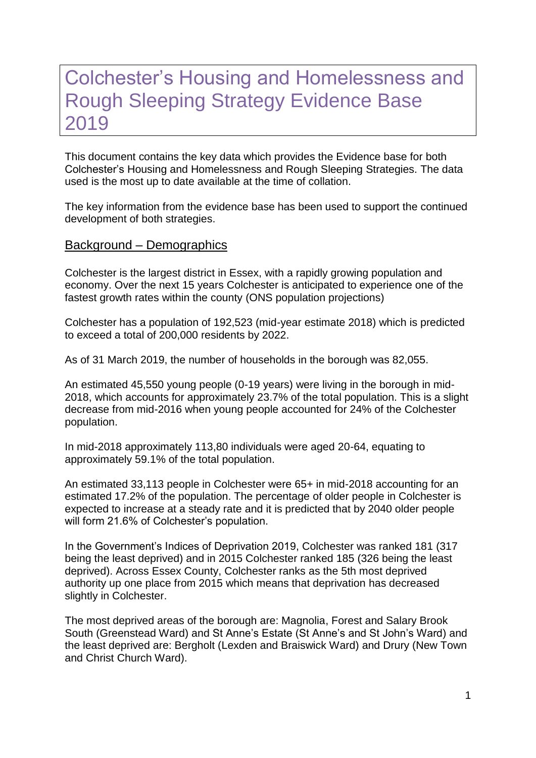# Colchester's Housing and Homelessness and Rough Sleeping Strategy Evidence Base 2019

This document contains the key data which provides the Evidence base for both Colchester's Housing and Homelessness and Rough Sleeping Strategies. The data used is the most up to date available at the time of collation.

The key information from the evidence base has been used to support the continued development of both strategies.

## Background – Demographics

Colchester is the largest district in Essex, with a rapidly growing population and economy. Over the next 15 years Colchester is anticipated to experience one of the fastest growth rates within the county (ONS population projections)

Colchester has a population of 192,523 (mid-year estimate 2018) which is predicted to exceed a total of 200,000 residents by 2022.

As of 31 March 2019, the number of households in the borough was 82,055.

An estimated 45,550 young people (0-19 years) were living in the borough in mid-2018, which accounts for approximately 23.7% of the total population. This is a slight decrease from mid-2016 when young people accounted for 24% of the Colchester population.

In mid-2018 approximately 113,80 individuals were aged 20-64, equating to approximately 59.1% of the total population.

An estimated 33,113 people in Colchester were 65+ in mid-2018 accounting for an estimated 17.2% of the population. The percentage of older people in Colchester is expected to increase at a steady rate and it is predicted that by 2040 older people will form 21.6% of Colchester's population.

In the Government's Indices of Deprivation 2019, Colchester was ranked 181 (317 being the least deprived) and in 2015 Colchester ranked 185 (326 being the least deprived). Across Essex County, Colchester ranks as the 5th most deprived authority up one place from 2015 which means that deprivation has decreased slightly in Colchester.

The most deprived areas of the borough are: Magnolia, Forest and Salary Brook South (Greenstead Ward) and St Anne's Estate (St Anne's and St John's Ward) and the least deprived are: Bergholt (Lexden and Braiswick Ward) and Drury (New Town and Christ Church Ward).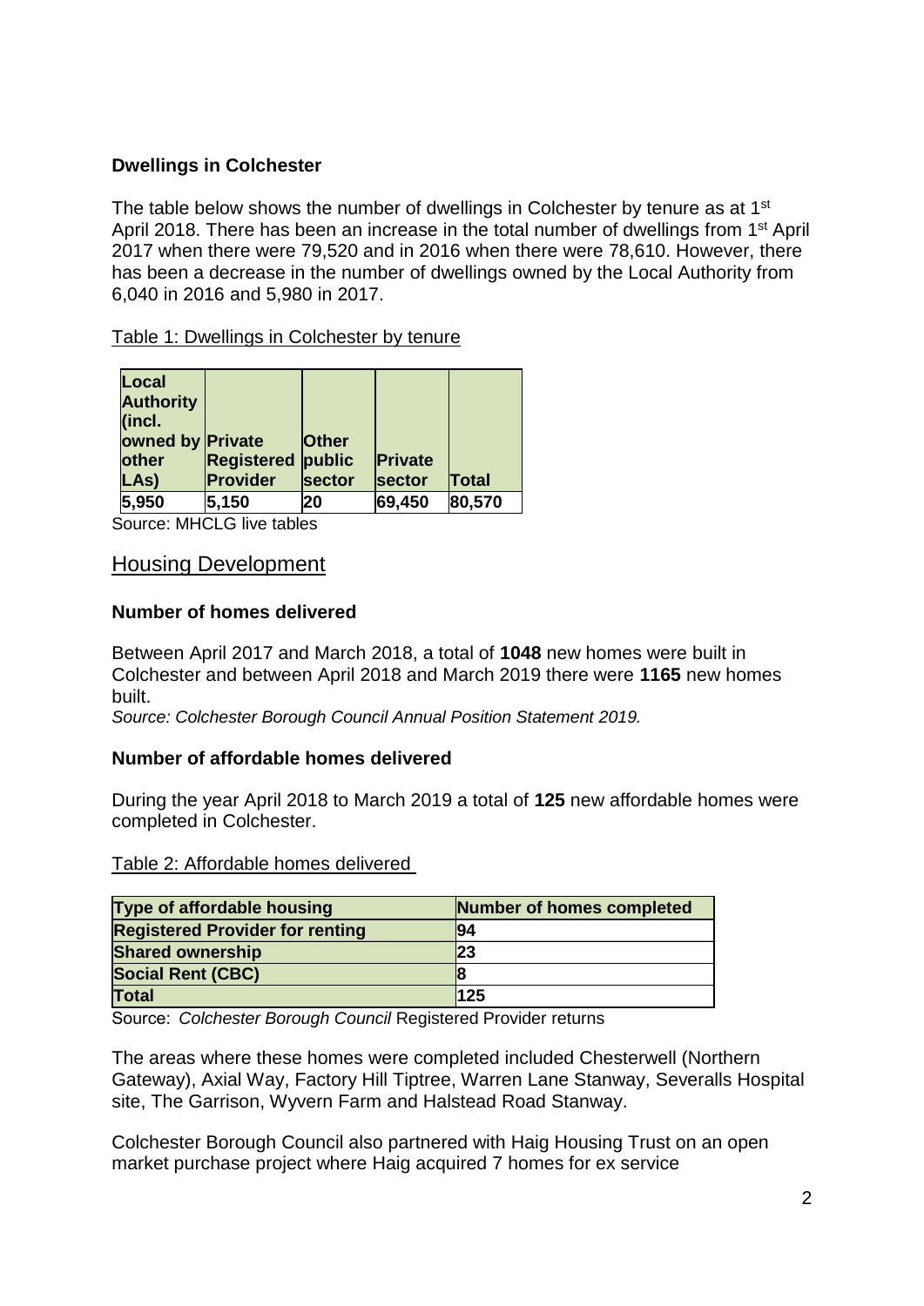### Dwellings in Colchester

The table below shows the number of dwellings in Colchester by tenure as at 1st April 2018. There has been an increase in the total number of dwellings from 1st April 2017 when there were 79,520 and in 2016 when there were 78,610. However, there has been a decrease in the number of dwellings owned by the Local Authority from 6,040 in 2016 and 5,980 in 2017.

Table 1: Dwellings in Colchester by tenure

| Local Authority (incl. owned by other LAs) | Private Registered Provider | Other public sector | Private sector | Total |
|---|---|---|---|---|
| 5,950 | 5,150 | 20 | 69,450 | 80,570 |

Source: MHCLG live tables

## Housing Development

### Number of homes delivered

Between April 2017 and March 2018, a total of **1048** new homes were built in Colchester and between April 2018 and March 2019 there were **1165** new homes built.

*Source: Colchester Borough Council Annual Position Statement 2019.*

### Number of affordable homes delivered

During the year April 2018 to March 2019 a total of **125** new affordable homes were completed in Colchester.

Table 2: Affordable homes delivered

| Type of affordable housing | Number of homes completed |
|---|---|
| Registered Provider for renting | 94 |
| Shared ownership | 23 |
| Social Rent (CBC) | 8 |
| Total | 125 |

Source: *Colchester Borough Council* Registered Provider returns

The areas where these homes were completed included Chesterwell (Northern Gateway), Axial Way, Factory Hill Tiptree, Warren Lane Stanway, Severalls Hospital site, The Garrison, Wyvern Farm and Halstead Road Stanway.

Colchester Borough Council also partnered with Haig Housing Trust on an open market purchase project where Haig acquired 7 homes for ex service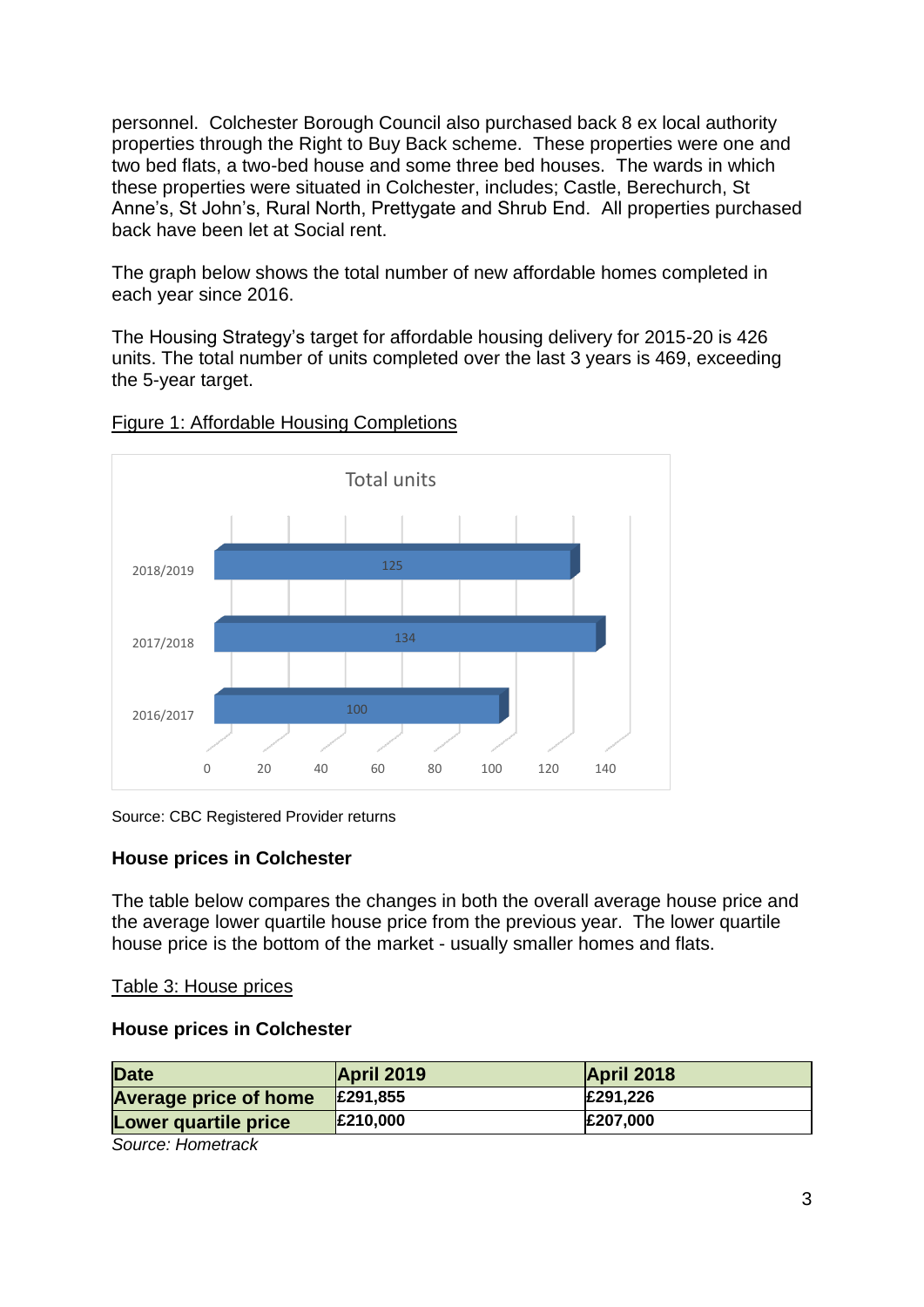personnel. Colchester Borough Council also purchased back 8 ex local authority properties through the Right to Buy Back scheme. These properties were one and two bed flats, a two-bed house and some three bed houses. The wards in which these properties were situated in Colchester, includes; Castle, Berechurch, St Anne's, St John's, Rural North, Prettygate and Shrub End. All properties purchased back have been let at Social rent.

The graph below shows the total number of new affordable homes completed in each year since 2016.

The Housing Strategy's target for affordable housing delivery for 2015-20 is 426 units. The total number of units completed over the last 3 years is 469, exceeding the 5-year target.

Figure 1: Affordable Housing Completions

Total units

| Year | Total units |
|---|---|
| 2018/2019 | 125 |
| 2017/2018 | 134 |
| 2016/2017 | 100 |

Source: CBC Registered Provider returns

**House prices in Colchester**

The table below compares the changes in both the overall average house price and the average lower quartile house price from the previous year. The lower quartile house price is the bottom of the market - usually smaller homes and flats.

Table 3: House prices

**House prices in Colchester**

| Date | April 2019 | April 2018 |
|---|---|---|
| Average price of home | £291,855 | £291,226 |
| Lower quartile price | £210,000 | £207,000 |

*Source: Hometrack*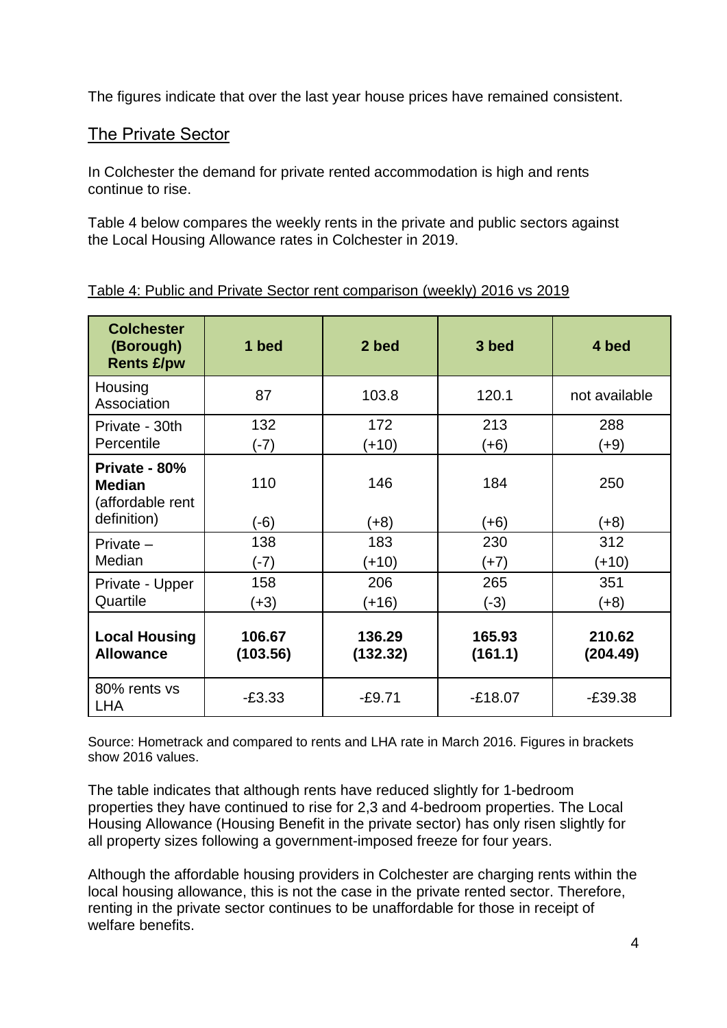The figures indicate that over the last year house prices have remained consistent.

## The Private Sector

In Colchester the demand for private rented accommodation is high and rents continue to rise.

Table 4 below compares the weekly rents in the private and public sectors against the Local Housing Allowance rates in Colchester in 2019.

Table 4: Public and Private Sector rent comparison (weekly) 2016 vs 2019

| Colchester (Borough) Rents £/pw | 1 bed | 2 bed | 3 bed | 4 bed |
|---|---|---|---|---|
| Housing Association | 87 | 103.8 | 120.1 | not available |
| Private - 30th Percentile | 132 (-7) | 172 (+10) | 213 (+6) | 288 (+9) |
| **Private - 80% Median** (affordable rent definition) | 110 (-6) | 146 (+8) | 184 (+6) | 250 (+8) |
| Private – Median | 138 (-7) | 183 (+10) | 230 (+7) | 312 (+10) |
| Private - Upper Quartile | 158 (+3) | 206 (+16) | 265 (-3) | 351 (+8) |
| **Local Housing Allowance** | **106.67 (103.56)** | **136.29 (132.32)** | **165.93 (161.1)** | **210.62 (204.49)** |
| 80% rents vs LHA | -£3.33 | -£9.71 | -£18.07 | -£39.38 |

Source: Hometrack and compared to rents and LHA rate in March 2016. Figures in brackets show 2016 values.

The table indicates that although rents have reduced slightly for 1-bedroom properties they have continued to rise for 2,3 and 4-bedroom properties. The Local Housing Allowance (Housing Benefit in the private sector) has only risen slightly for all property sizes following a government-imposed freeze for four years.

Although the affordable housing providers in Colchester are charging rents within the local housing allowance, this is not the case in the private rented sector. Therefore, renting in the private sector continues to be unaffordable for those in receipt of welfare benefits.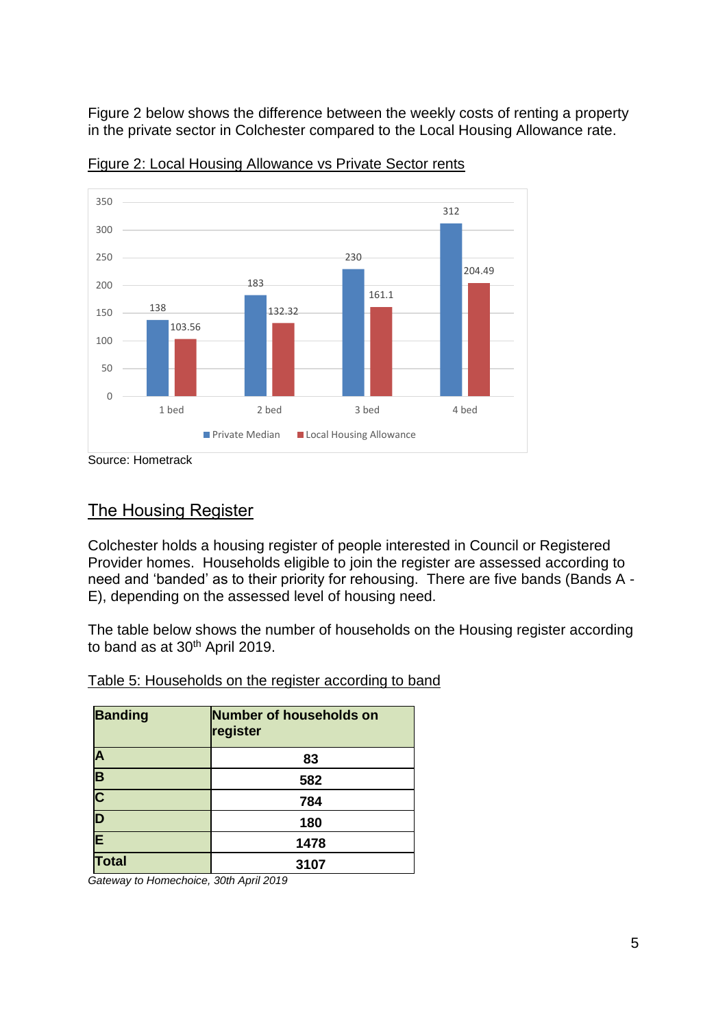Figure 2 below shows the difference between the weekly costs of renting a property in the private sector in Colchester compared to the Local Housing Allowance rate.

Figure 2: Local Housing Allowance vs Private Sector rents

| | Private Median | Local Housing Allowance |
|---|---|---|
| 1 bed | 138 | 103.56 |
| 2 bed | 183 | 132.32 |
| 3 bed | 230 | 161.1 |
| 4 bed | 312 | 204.49 |

Source: Hometrack

## The Housing Register

Colchester holds a housing register of people interested in Council or Registered Provider homes. Households eligible to join the register are assessed according to need and 'banded' as to their priority for rehousing. There are five bands (Bands A - E), depending on the assessed level of housing need.

The table below shows the number of households on the Housing register according to band as at 30th April 2019.

Table 5: Households on the register according to band

| Banding | Number of households on register |
|---|---|
| A | 83 |
| B | 582 |
| C | 784 |
| D | 180 |
| E | 1478 |
| Total | 3107 |

*Gateway to Homechoice, 30th April 2019*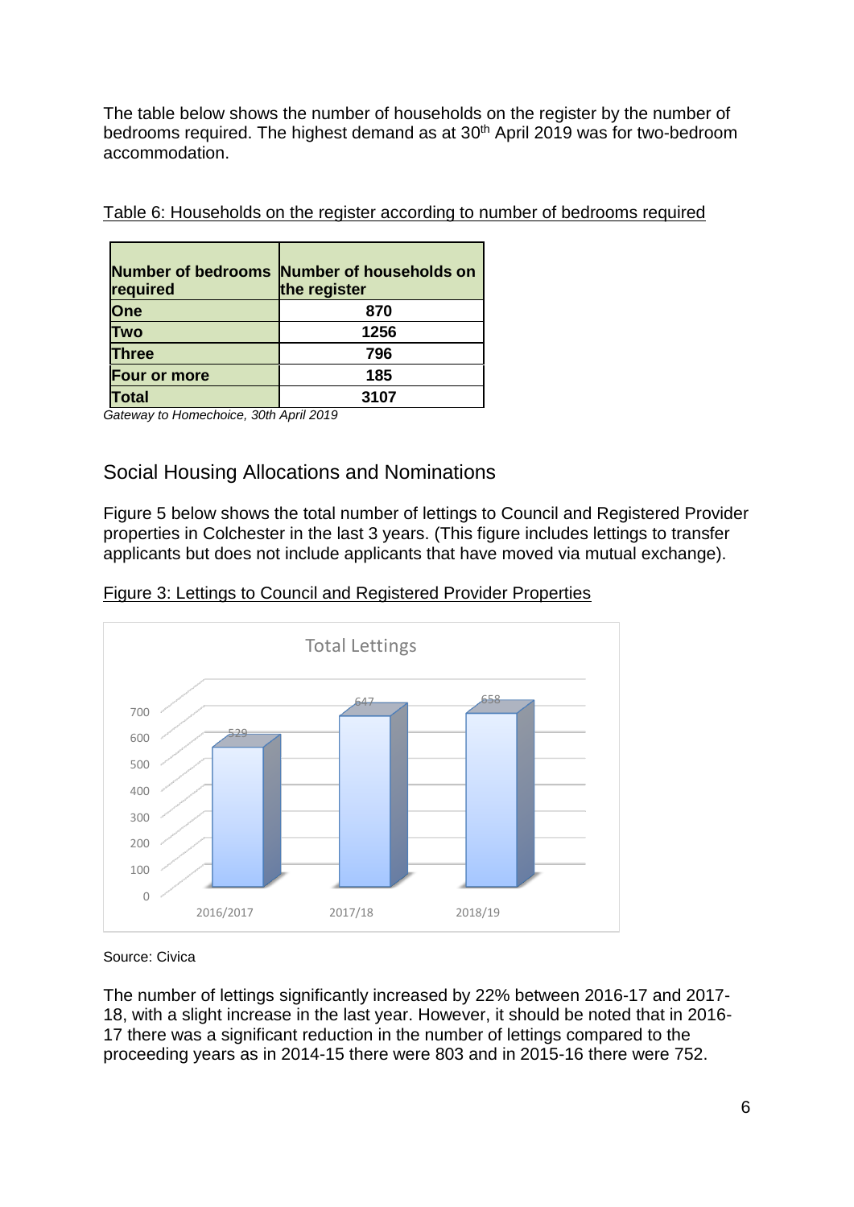The table below shows the number of households on the register by the number of bedrooms required. The highest demand as at 30th April 2019 was for two-bedroom accommodation.

Table 6: Households on the register according to number of bedrooms required

| Number of bedrooms required | Number of households on the register |
|---|---|
| One | 870 |
| Two | 1256 |
| Three | 796 |
| Four or more | 185 |
| Total | 3107 |

*Gateway to Homechoice, 30th April 2019*

## Social Housing Allocations and Nominations

Figure 5 below shows the total number of lettings to Council and Registered Provider properties in Colchester in the last 3 years. (This figure includes lettings to transfer applicants but does not include applicants that have moved via mutual exchange).

Figure 3: Lettings to Council and Registered Provider Properties

Total Lettings

| Year | Total Lettings |
|---|---|
| 2016/2017 | 529 |
| 2017/18 | 647 |
| 2018/19 | 658 |

Source: Civica

The number of lettings significantly increased by 22% between 2016-17 and 2017-18, with a slight increase in the last year. However, it should be noted that in 2016-17 there was a significant reduction in the number of lettings compared to the proceeding years as in 2014-15 there were 803 and in 2015-16 there were 752.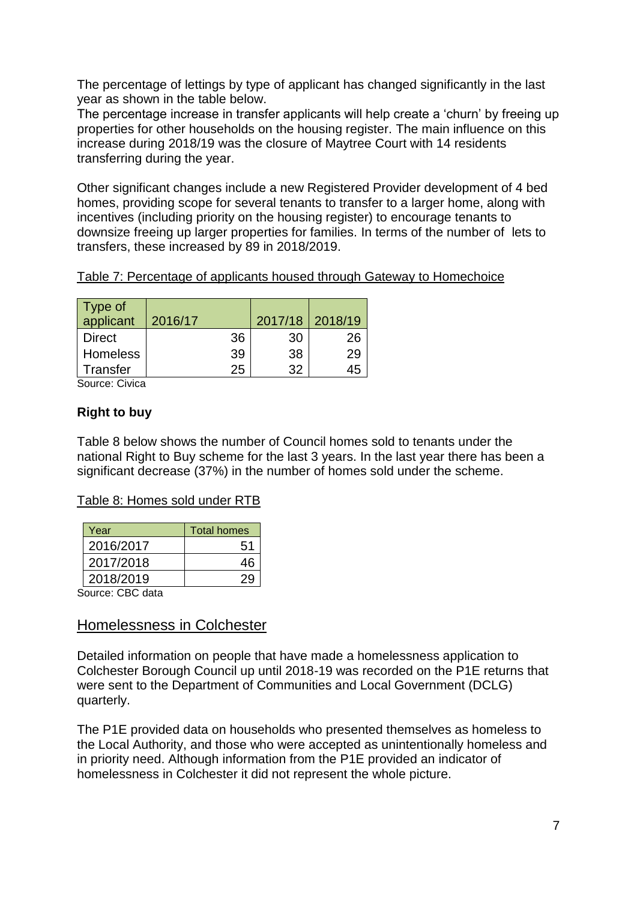The percentage of lettings by type of applicant has changed significantly in the last year as shown in the table below.
The percentage increase in transfer applicants will help create a 'churn' by freeing up properties for other households on the housing register. The main influence on this increase during 2018/19 was the closure of Maytree Court with 14 residents transferring during the year.

Other significant changes include a new Registered Provider development of 4 bed homes, providing scope for several tenants to transfer to a larger home, along with incentives (including priority on the housing register) to encourage tenants to downsize freeing up larger properties for families. In terms of the number of lets to transfers, these increased by 89 in 2018/2019.

Table 7: Percentage of applicants housed through Gateway to Homechoice

| Type of applicant | 2016/17 | 2017/18 | 2018/19 |
|---|---|---|---|
| Direct | 36 | 30 | 26 |
| Homeless | 39 | 38 | 29 |
| Transfer | 25 | 32 | 45 |

Source: Civica

**Right to buy**

Table 8 below shows the number of Council homes sold to tenants under the national Right to Buy scheme for the last 3 years. In the last year there has been a significant decrease (37%) in the number of homes sold under the scheme.

Table 8: Homes sold under RTB

| Year | Total homes |
|---|---|
| 2016/2017 | 51 |
| 2017/2018 | 46 |
| 2018/2019 | 29 |

Source: CBC data

## Homelessness in Colchester

Detailed information on people that have made a homelessness application to Colchester Borough Council up until 2018-19 was recorded on the P1E returns that were sent to the Department of Communities and Local Government (DCLG) quarterly.

The P1E provided data on households who presented themselves as homeless to the Local Authority, and those who were accepted as unintentionally homeless and in priority need. Although information from the P1E provided an indicator of homelessness in Colchester it did not represent the whole picture.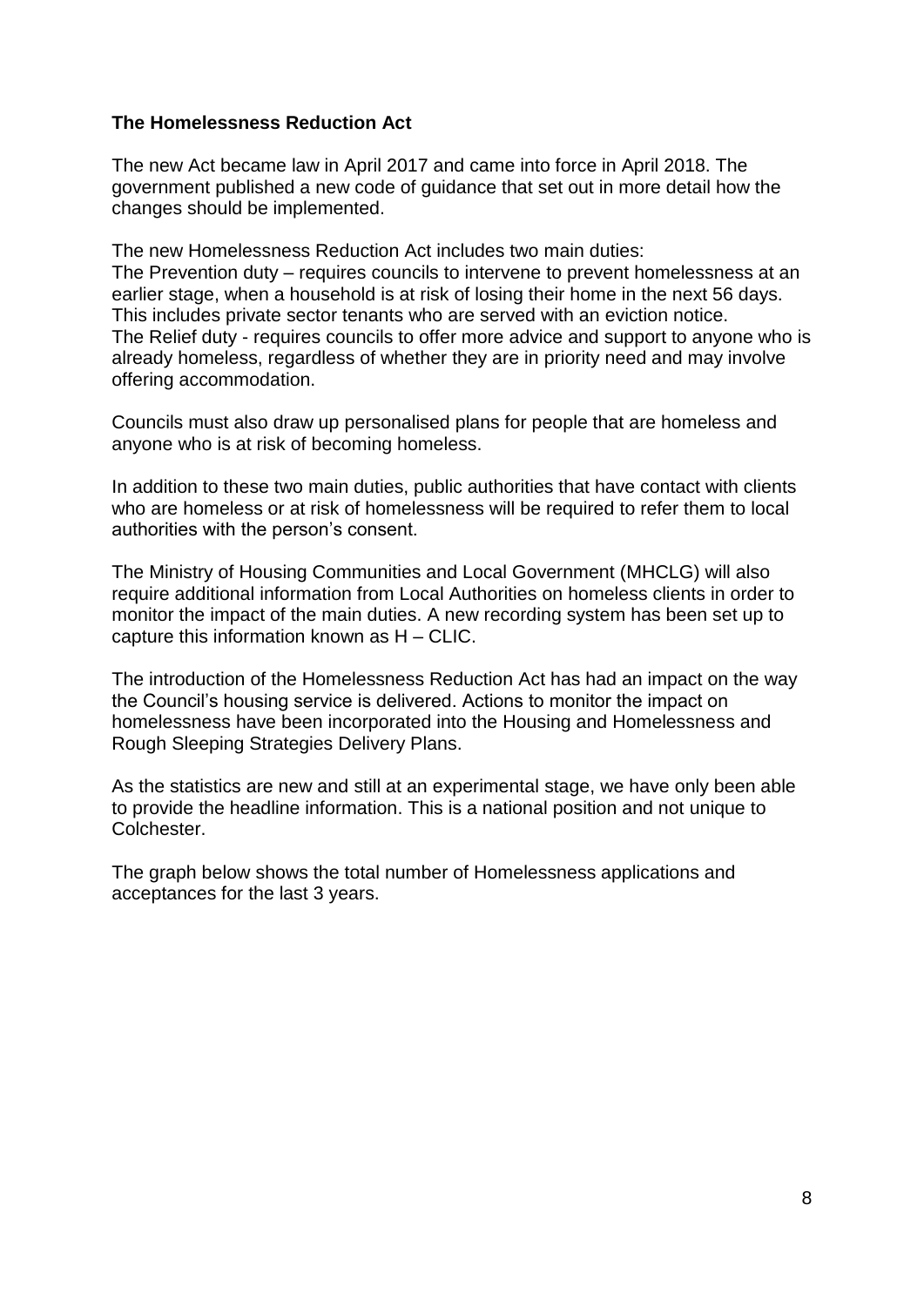**The Homelessness Reduction Act**

The new Act became law in April 2017 and came into force in April 2018. The government published a new code of guidance that set out in more detail how the changes should be implemented.

The new Homelessness Reduction Act includes two main duties:
The Prevention duty – requires councils to intervene to prevent homelessness at an earlier stage, when a household is at risk of losing their home in the next 56 days. This includes private sector tenants who are served with an eviction notice.
The Relief duty - requires councils to offer more advice and support to anyone who is already homeless, regardless of whether they are in priority need and may involve offering accommodation.

Councils must also draw up personalised plans for people that are homeless and anyone who is at risk of becoming homeless.

In addition to these two main duties, public authorities that have contact with clients who are homeless or at risk of homelessness will be required to refer them to local authorities with the person's consent.

The Ministry of Housing Communities and Local Government (MHCLG) will also require additional information from Local Authorities on homeless clients in order to monitor the impact of the main duties. A new recording system has been set up to capture this information known as H – CLIC.

The introduction of the Homelessness Reduction Act has had an impact on the way the Council's housing service is delivered. Actions to monitor the impact on homelessness have been incorporated into the Housing and Homelessness and Rough Sleeping Strategies Delivery Plans.

As the statistics are new and still at an experimental stage, we have only been able to provide the headline information. This is a national position and not unique to Colchester.

The graph below shows the total number of Homelessness applications and acceptances for the last 3 years.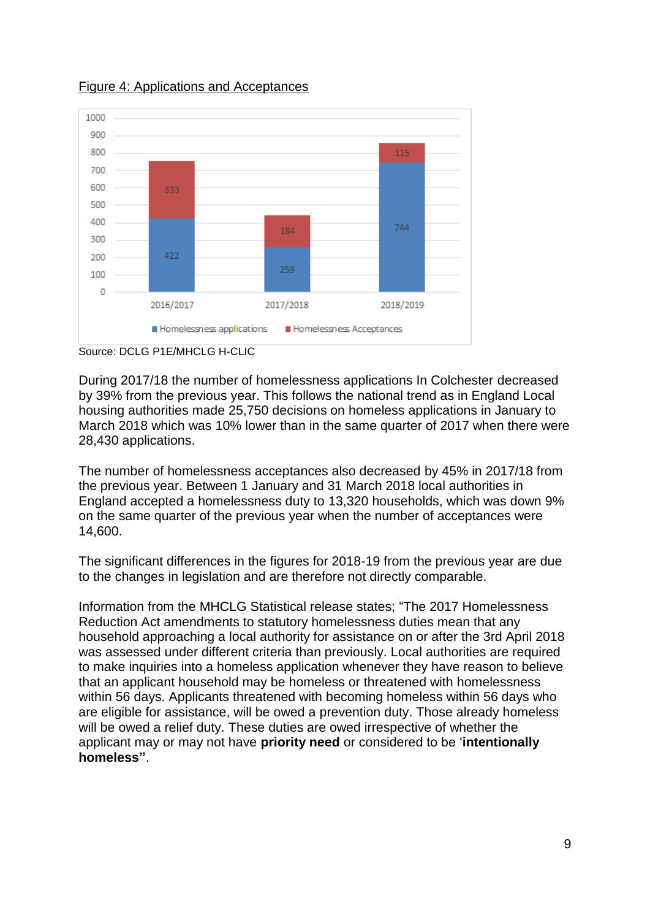Figure 4: Applications and Acceptances

| | Homelessness applications | Homelessness Acceptances |
|---|---|---|
| 2016/2017 | 422 | 333 |
| 2017/2018 | 259 | 184 |
| 2018/2019 | 744 | 115 |

Source: DCLG P1E/MHCLG H-CLIC

During 2017/18 the number of homelessness applications In Colchester decreased by 39% from the previous year. This follows the national trend as in England Local housing authorities made 25,750 decisions on homeless applications in January to March 2018 which was 10% lower than in the same quarter of 2017 when there were 28,430 applications.

The number of homelessness acceptances also decreased by 45% in 2017/18 from the previous year. Between 1 January and 31 March 2018 local authorities in England accepted a homelessness duty to 13,320 households, which was down 9% on the same quarter of the previous year when the number of acceptances were 14,600.

The significant differences in the figures for 2018-19 from the previous year are due to the changes in legislation and are therefore not directly comparable.

Information from the MHCLG Statistical release states; "The 2017 Homelessness Reduction Act amendments to statutory homelessness duties mean that any household approaching a local authority for assistance on or after the 3rd April 2018 was assessed under different criteria than previously. Local authorities are required to make inquiries into a homeless application whenever they have reason to believe that an applicant household may be homeless or threatened with homelessness within 56 days. Applicants threatened with becoming homeless within 56 days who are eligible for assistance, will be owed a prevention duty. Those already homeless will be owed a relief duty. These duties are owed irrespective of whether the applicant may or may not have **priority need** or considered to be '**intentionally homeless"**.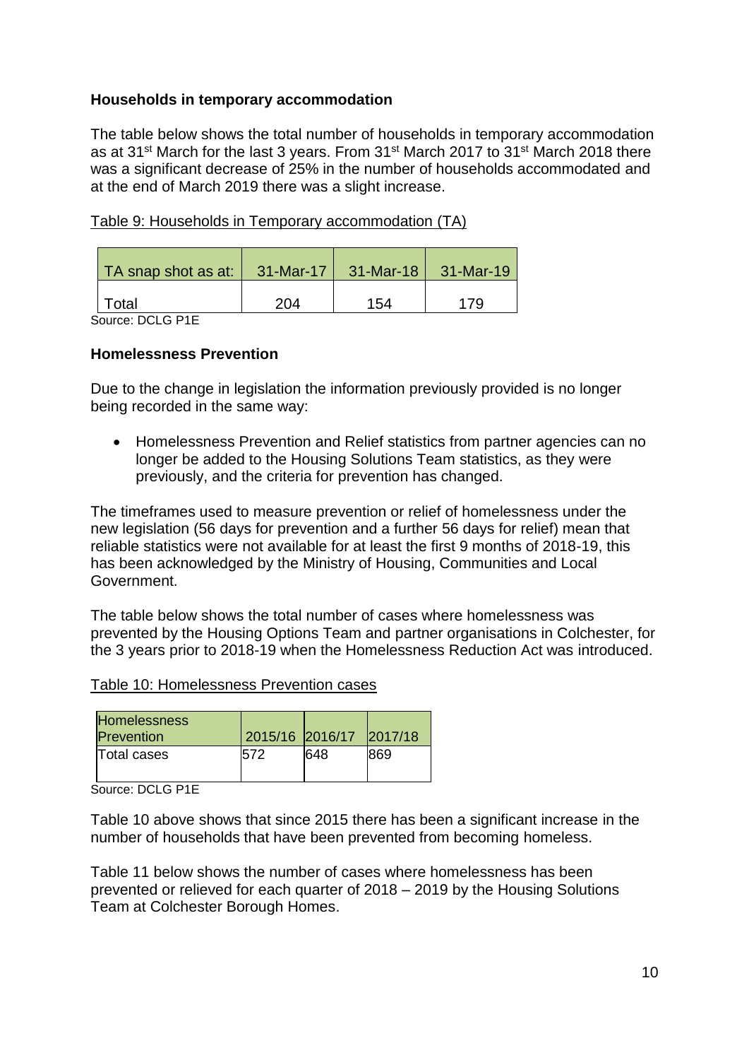### Households in temporary accommodation

The table below shows the total number of households in temporary accommodation as at 31st March for the last 3 years. From 31st March 2017 to 31st March 2018 there was a significant decrease of 25% in the number of households accommodated and at the end of March 2019 there was a slight increase.

Table 9: Households in Temporary accommodation (TA)

| TA snap shot as at: | 31-Mar-17 | 31-Mar-18 | 31-Mar-19 |
|---|---|---|---|
| Total | 204 | 154 | 179 |

Source: DCLG P1E

### Homelessness Prevention

Due to the change in legislation the information previously provided is no longer being recorded in the same way:

- Homelessness Prevention and Relief statistics from partner agencies can no longer be added to the Housing Solutions Team statistics, as they were previously, and the criteria for prevention has changed.

The timeframes used to measure prevention or relief of homelessness under the new legislation (56 days for prevention and a further 56 days for relief) mean that reliable statistics were not available for at least the first 9 months of 2018-19, this has been acknowledged by the Ministry of Housing, Communities and Local Government.

The table below shows the total number of cases where homelessness was prevented by the Housing Options Team and partner organisations in Colchester, for the 3 years prior to 2018-19 when the Homelessness Reduction Act was introduced.

Table 10: Homelessness Prevention cases

| Homelessness Prevention | 2015/16 | 2016/17 | 2017/18 |
|---|---|---|---|
| Total cases | 572 | 648 | 869 |

Source: DCLG P1E

Table 10 above shows that since 2015 there has been a significant increase in the number of households that have been prevented from becoming homeless.

Table 11 below shows the number of cases where homelessness has been prevented or relieved for each quarter of 2018 – 2019 by the Housing Solutions Team at Colchester Borough Homes.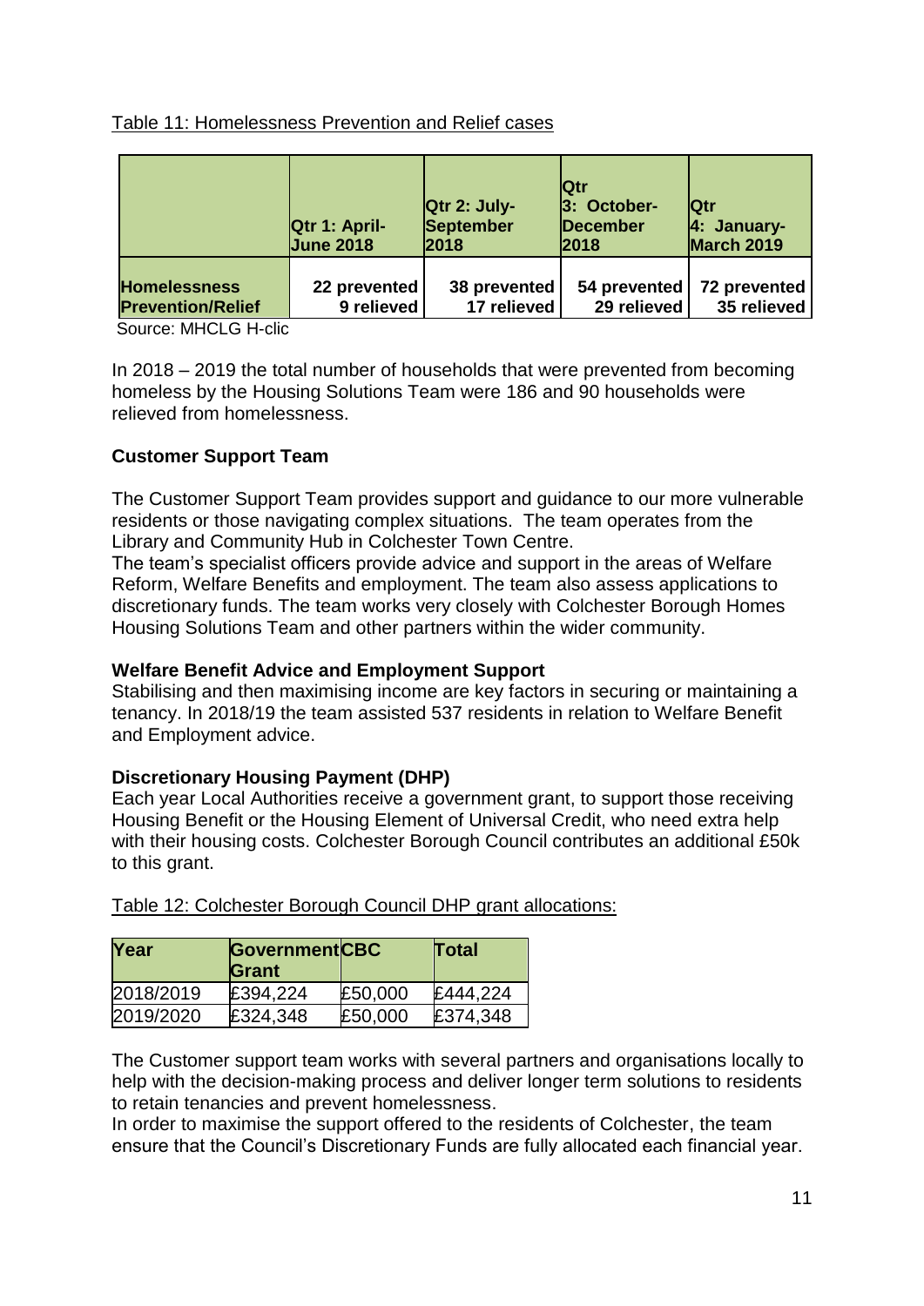Table 11: Homelessness Prevention and Relief cases

| | Qtr 1: April-June 2018 | Qtr 2: July-September 2018 | Qtr 3: October-December 2018 | Qtr 4: January-March 2019 |
|---|---|---|---|---|
| **Homelessness Prevention/Relief** | 22 prevented 9 relieved | 38 prevented 17 relieved | 54 prevented 29 relieved | 72 prevented 35 relieved |

Source: MHCLG H-clic

In 2018 – 2019 the total number of households that were prevented from becoming homeless by the Housing Solutions Team were 186 and 90 households were relieved from homelessness.

**Customer Support Team**

The Customer Support Team provides support and guidance to our more vulnerable residents or those navigating complex situations. The team operates from the Library and Community Hub in Colchester Town Centre.
The team's specialist officers provide advice and support in the areas of Welfare Reform, Welfare Benefits and employment. The team also assess applications to discretionary funds. The team works very closely with Colchester Borough Homes Housing Solutions Team and other partners within the wider community.

**Welfare Benefit Advice and Employment Support**
Stabilising and then maximising income are key factors in securing or maintaining a tenancy. In 2018/19 the team assisted 537 residents in relation to Welfare Benefit and Employment advice.

**Discretionary Housing Payment (DHP)**
Each year Local Authorities receive a government grant, to support those receiving Housing Benefit or the Housing Element of Universal Credit, who need extra help with their housing costs. Colchester Borough Council contributes an additional £50k to this grant.

Table 12: Colchester Borough Council DHP grant allocations:

| Year | Government Grant | CBC | Total |
|---|---|---|---|
| 2018/2019 | £394,224 | £50,000 | £444,224 |
| 2019/2020 | £324,348 | £50,000 | £374,348 |

The Customer support team works with several partners and organisations locally to help with the decision-making process and deliver longer term solutions to residents to retain tenancies and prevent homelessness.
In order to maximise the support offered to the residents of Colchester, the team ensure that the Council's Discretionary Funds are fully allocated each financial year.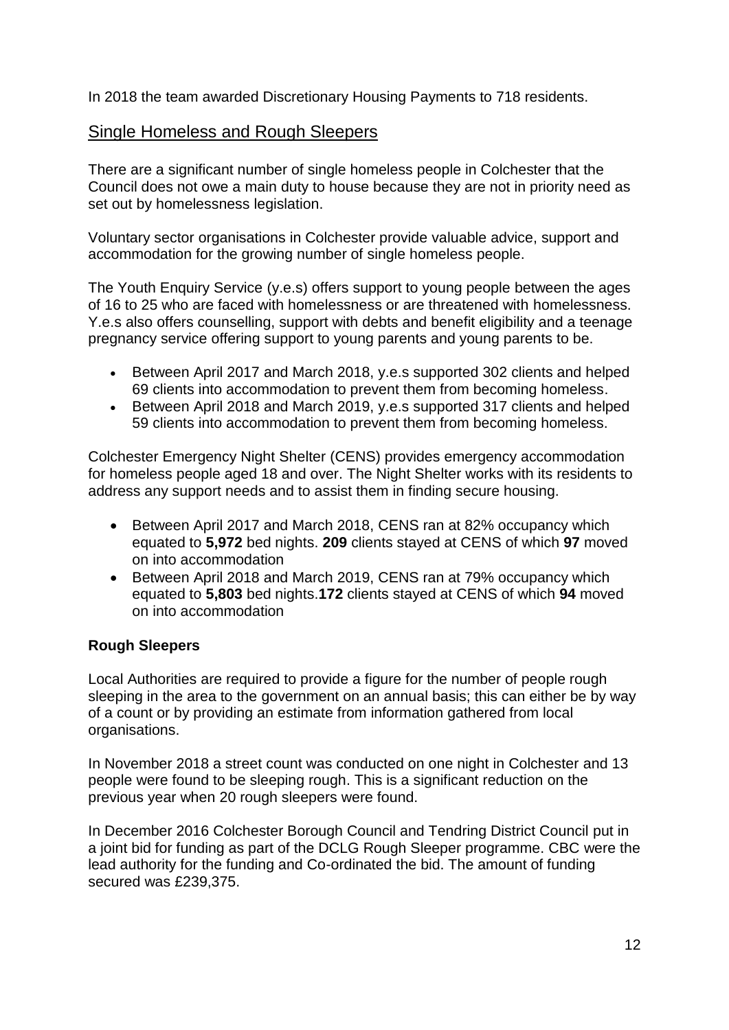In 2018 the team awarded Discretionary Housing Payments to 718 residents.

## Single Homeless and Rough Sleepers

There are a significant number of single homeless people in Colchester that the Council does not owe a main duty to house because they are not in priority need as set out by homelessness legislation.

Voluntary sector organisations in Colchester provide valuable advice, support and accommodation for the growing number of single homeless people.

The Youth Enquiry Service (y.e.s) offers support to young people between the ages of 16 to 25 who are faced with homelessness or are threatened with homelessness. Y.e.s also offers counselling, support with debts and benefit eligibility and a teenage pregnancy service offering support to young parents and young parents to be.

- Between April 2017 and March 2018, y.e.s supported 302 clients and helped 69 clients into accommodation to prevent them from becoming homeless.
- Between April 2018 and March 2019, y.e.s supported 317 clients and helped 59 clients into accommodation to prevent them from becoming homeless.

Colchester Emergency Night Shelter (CENS) provides emergency accommodation for homeless people aged 18 and over. The Night Shelter works with its residents to address any support needs and to assist them in finding secure housing.

- Between April 2017 and March 2018, CENS ran at 82% occupancy which equated to **5,972** bed nights. **209** clients stayed at CENS of which **97** moved on into accommodation
- Between April 2018 and March 2019, CENS ran at 79% occupancy which equated to **5,803** bed nights.**172** clients stayed at CENS of which **94** moved on into accommodation

### Rough Sleepers

Local Authorities are required to provide a figure for the number of people rough sleeping in the area to the government on an annual basis; this can either be by way of a count or by providing an estimate from information gathered from local organisations.

In November 2018 a street count was conducted on one night in Colchester and 13 people were found to be sleeping rough. This is a significant reduction on the previous year when 20 rough sleepers were found.

In December 2016 Colchester Borough Council and Tendring District Council put in a joint bid for funding as part of the DCLG Rough Sleeper programme. CBC were the lead authority for the funding and Co-ordinated the bid. The amount of funding secured was £239,375.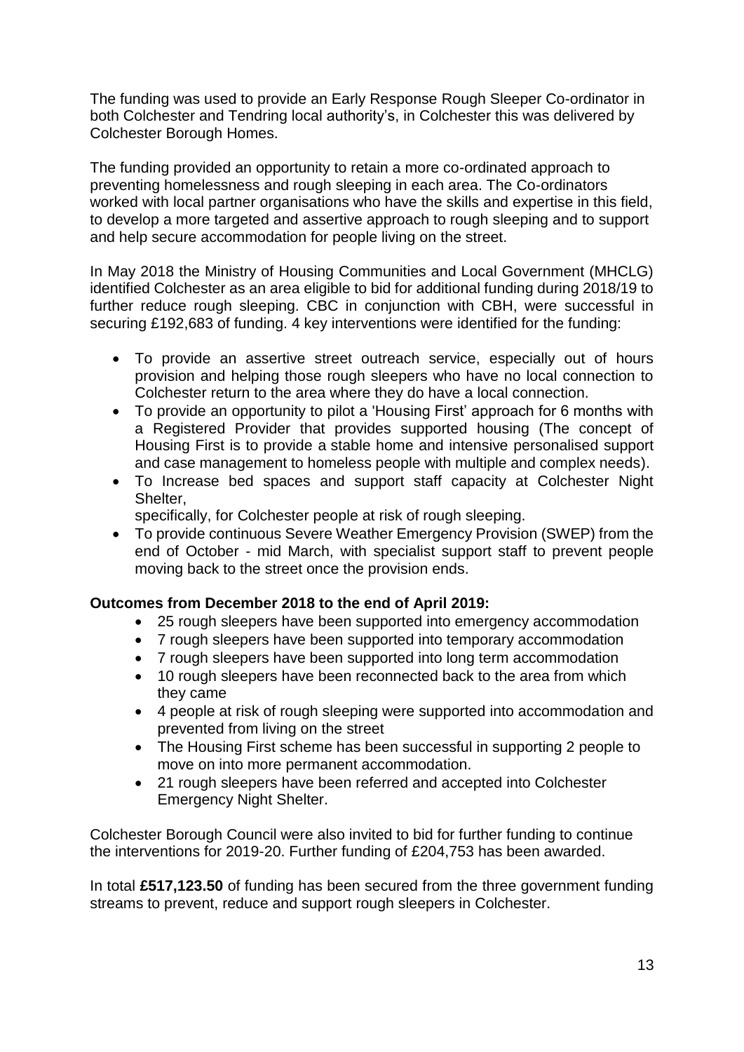The funding was used to provide an Early Response Rough Sleeper Co-ordinator in both Colchester and Tendring local authority's, in Colchester this was delivered by Colchester Borough Homes.

The funding provided an opportunity to retain a more co-ordinated approach to preventing homelessness and rough sleeping in each area. The Co-ordinators worked with local partner organisations who have the skills and expertise in this field, to develop a more targeted and assertive approach to rough sleeping and to support and help secure accommodation for people living on the street.

In May 2018 the Ministry of Housing Communities and Local Government (MHCLG) identified Colchester as an area eligible to bid for additional funding during 2018/19 to further reduce rough sleeping. CBC in conjunction with CBH, were successful in securing £192,683 of funding. 4 key interventions were identified for the funding:

- To provide an assertive street outreach service, especially out of hours provision and helping those rough sleepers who have no local connection to Colchester return to the area where they do have a local connection.
- To provide an opportunity to pilot a 'Housing First' approach for 6 months with a Registered Provider that provides supported housing (The concept of Housing First is to provide a stable home and intensive personalised support and case management to homeless people with multiple and complex needs).
- To Increase bed spaces and support staff capacity at Colchester Night Shelter,
  specifically, for Colchester people at risk of rough sleeping.
- To provide continuous Severe Weather Emergency Provision (SWEP) from the end of October - mid March, with specialist support staff to prevent people moving back to the street once the provision ends.

**Outcomes from December 2018 to the end of April 2019:**

- 25 rough sleepers have been supported into emergency accommodation
- 7 rough sleepers have been supported into temporary accommodation
- 7 rough sleepers have been supported into long term accommodation
- 10 rough sleepers have been reconnected back to the area from which they came
- 4 people at risk of rough sleeping were supported into accommodation and prevented from living on the street
- The Housing First scheme has been successful in supporting 2 people to move on into more permanent accommodation.
- 21 rough sleepers have been referred and accepted into Colchester Emergency Night Shelter.

Colchester Borough Council were also invited to bid for further funding to continue the interventions for 2019-20. Further funding of £204,753 has been awarded.

In total **£517,123.50** of funding has been secured from the three government funding streams to prevent, reduce and support rough sleepers in Colchester.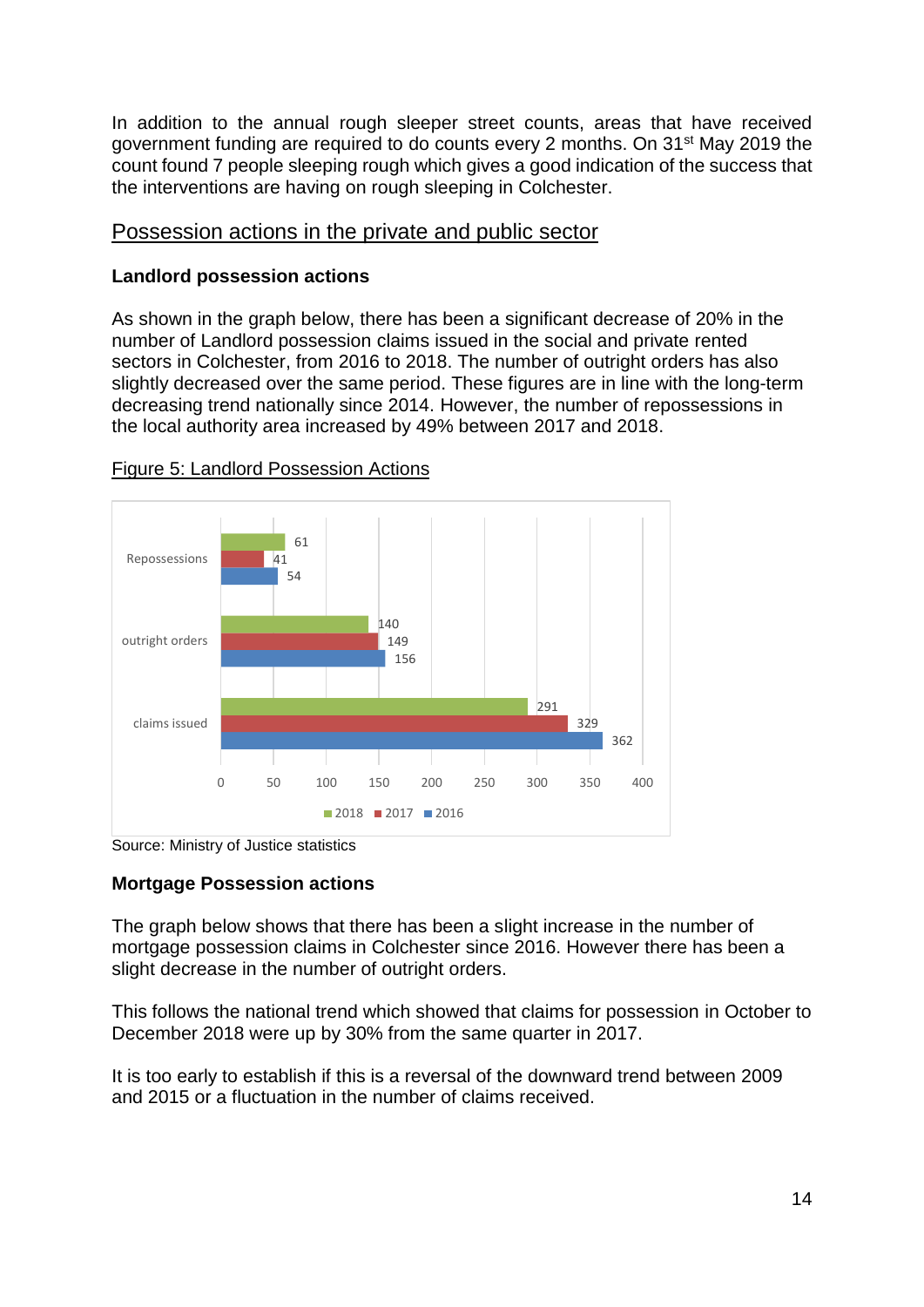In addition to the annual rough sleeper street counts, areas that have received government funding are required to do counts every 2 months. On 31st May 2019 the count found 7 people sleeping rough which gives a good indication of the success that the interventions are having on rough sleeping in Colchester.

## Possession actions in the private and public sector

### Landlord possession actions

As shown in the graph below, there has been a significant decrease of 20% in the number of Landlord possession claims issued in the social and private rented sectors in Colchester, from 2016 to 2018. The number of outright orders has also slightly decreased over the same period. These figures are in line with the long-term decreasing trend nationally since 2014. However, the number of repossessions in the local authority area increased by 49% between 2017 and 2018.

Figure 5: Landlord Possession Actions

| | 2018 | 2017 | 2016 |
|---|---|---|---|
| Repossessions | 61 | 41 | 54 |
| outright orders | 140 | 149 | 156 |
| claims issued | 291 | 329 | 362 |

Source: Ministry of Justice statistics

### Mortgage Possession actions

The graph below shows that there has been a slight increase in the number of mortgage possession claims in Colchester since 2016. However there has been a slight decrease in the number of outright orders.

This follows the national trend which showed that claims for possession in October to December 2018 were up by 30% from the same quarter in 2017.

It is too early to establish if this is a reversal of the downward trend between 2009 and 2015 or a fluctuation in the number of claims received.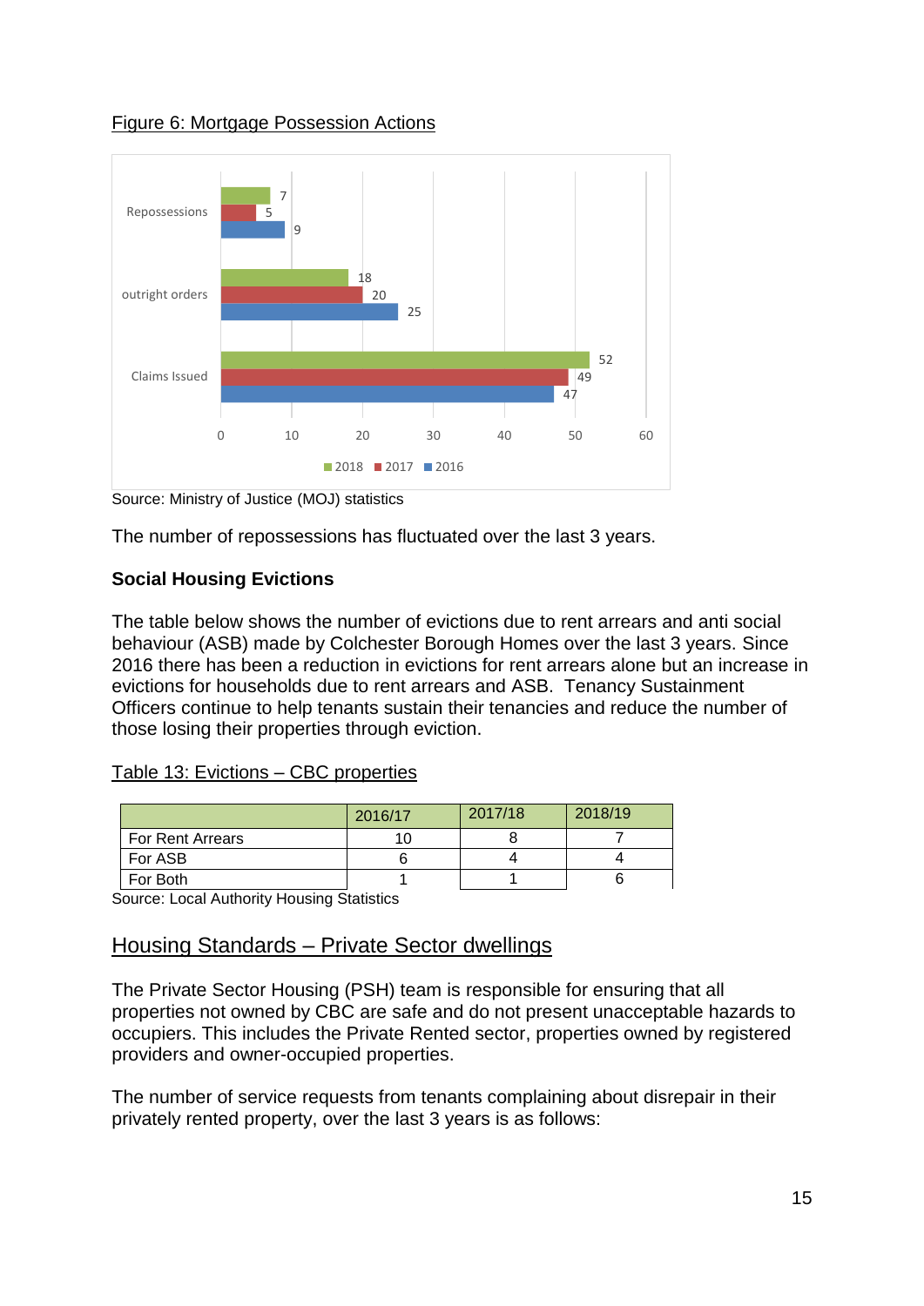Figure 6: Mortgage Possession Actions

| | 2018 | 2017 | 2016 |
|---|---|---|---|
| Repossessions | 7 | 5 | 9 |
| outright orders | 18 | 20 | 25 |
| Claims Issued | 52 | 49 | 47 |

Source: Ministry of Justice (MOJ) statistics

The number of repossessions has fluctuated over the last 3 years.

**Social Housing Evictions**

The table below shows the number of evictions due to rent arrears and anti social behaviour (ASB) made by Colchester Borough Homes over the last 3 years. Since 2016 there has been a reduction in evictions for rent arrears alone but an increase in evictions for households due to rent arrears and ASB. Tenancy Sustainment Officers continue to help tenants sustain their tenancies and reduce the number of those losing their properties through eviction.

Table 13: Evictions – CBC properties

| | 2016/17 | 2017/18 | 2018/19 |
|---|---|---|---|
| For Rent Arrears | 10 | 8 | 7 |
| For ASB | 6 | 4 | 4 |
| For Both | 1 | 1 | 6 |

Source: Local Authority Housing Statistics

## Housing Standards – Private Sector dwellings

The Private Sector Housing (PSH) team is responsible for ensuring that all properties not owned by CBC are safe and do not present unacceptable hazards to occupiers. This includes the Private Rented sector, properties owned by registered providers and owner-occupied properties.

The number of service requests from tenants complaining about disrepair in their privately rented property, over the last 3 years is as follows: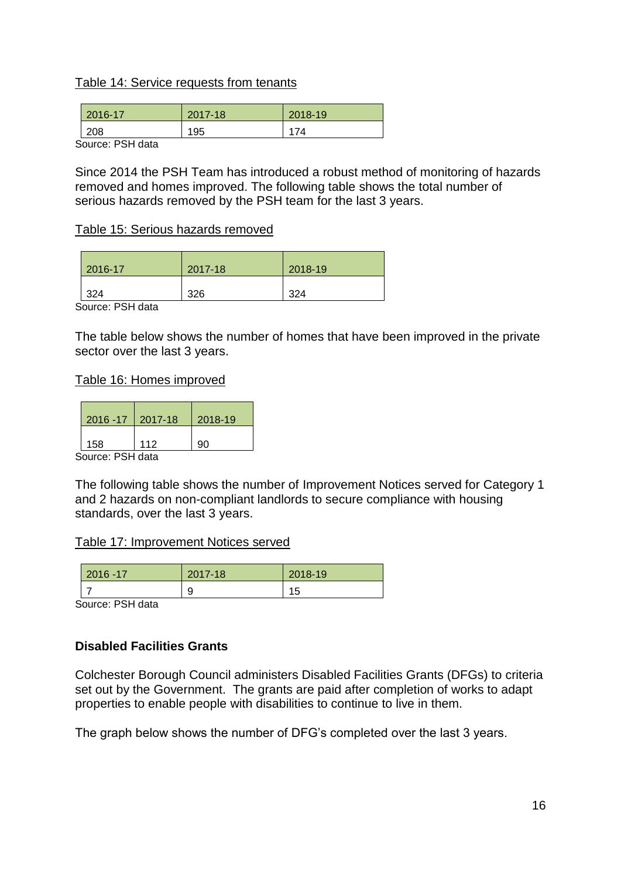Table 14: Service requests from tenants

| 2016-17 | 2017-18 | 2018-19 |
|---|---|---|
| 208 | 195 | 174 |

Source: PSH data

Since 2014 the PSH Team has introduced a robust method of monitoring of hazards removed and homes improved. The following table shows the total number of serious hazards removed by the PSH team for the last 3 years.

Table 15: Serious hazards removed

| 2016-17 | 2017-18 | 2018-19 |
|---|---|---|
| 324 | 326 | 324 |

Source: PSH data

The table below shows the number of homes that have been improved in the private sector over the last 3 years.

Table 16: Homes improved

| 2016 -17 | 2017-18 | 2018-19 |
|---|---|---|
| 158 | 112 | 90 |

Source: PSH data

The following table shows the number of Improvement Notices served for Category 1 and 2 hazards on non-compliant landlords to secure compliance with housing standards, over the last 3 years.

Table 17: Improvement Notices served

| 2016 -17 | 2017-18 | 2018-19 |
|---|---|---|
| 7 | 9 | 15 |

Source: PSH data

**Disabled Facilities Grants**

Colchester Borough Council administers Disabled Facilities Grants (DFGs) to criteria set out by the Government. The grants are paid after completion of works to adapt properties to enable people with disabilities to continue to live in them.

The graph below shows the number of DFG's completed over the last 3 years.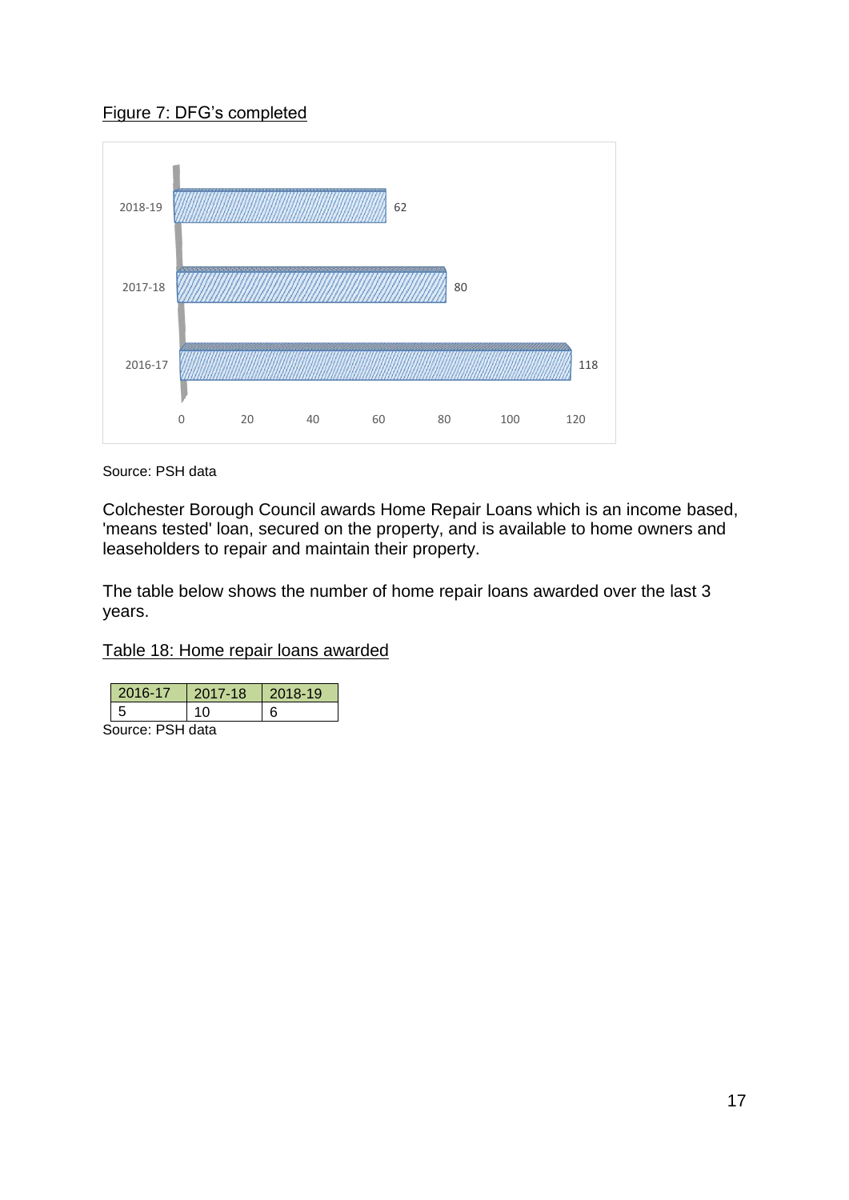Figure 7: DFG's completed

2018-19
62
2017-18
80
2016-17
118
0
20
40
60
80
100
120

Source: PSH data

Colchester Borough Council awards Home Repair Loans which is an income based, 'means tested' loan, secured on the property, and is available to home owners and leaseholders to repair and maintain their property.

The table below shows the number of home repair loans awarded over the last 3 years.

Table 18: Home repair loans awarded

| 2016-17 | 2017-18 | 2018-19 |
|---|---|---|
| 5 | 10 | 6 |

Source: PSH data